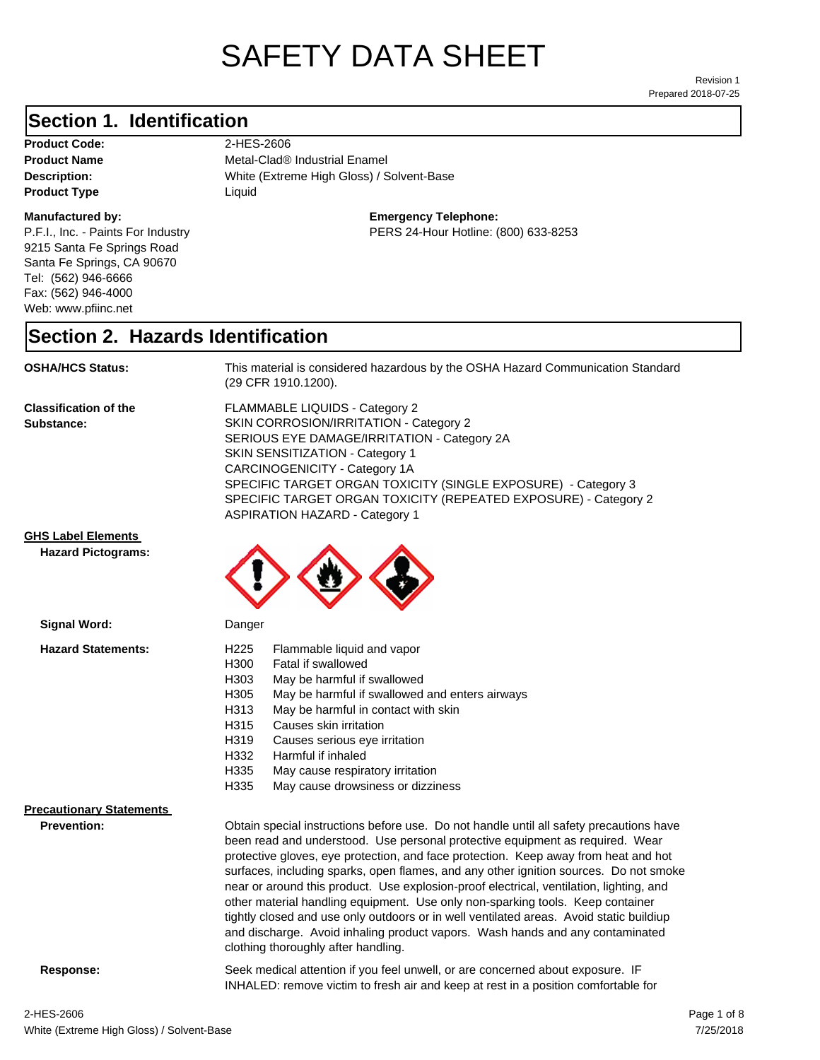# SAFETY DATA SHEET

Revision 1
Prepared 2018-07-25

## Section 1. Identification

**Product Code:** 2-HES-2606
**Product Name** Metal-Clad® Industrial Enamel
**Description:** White (Extreme High Gloss) / Solvent-Base
**Product Type** Liquid

**Manufactured by:**
P.F.I., Inc. - Paints For Industry
9215 Santa Fe Springs Road
Santa Fe Springs, CA 90670
Tel: (562) 946-6666
Fax: (562) 946-4000
Web: www.pfiinc.net

**Emergency Telephone:**
PERS 24-Hour Hotline: (800) 633-8253

## Section 2. Hazards Identification

**OSHA/HCS Status:** This material is considered hazardous by the OSHA Hazard Communication Standard (29 CFR 1910.1200).

**Classification of the Substance:**
FLAMMABLE LIQUIDS - Category 2
SKIN CORROSION/IRRITATION - Category 2
SERIOUS EYE DAMAGE/IRRITATION - Category 2A
SKIN SENSITIZATION - Category 1
CARCINOGENICITY - Category 1A
SPECIFIC TARGET ORGAN TOXICITY (SINGLE EXPOSURE) - Category 3
SPECIFIC TARGET ORGAN TOXICITY (REPEATED EXPOSURE) - Category 2
ASPIRATION HAZARD - Category 1

**GHS Label Elements**

**Hazard Pictograms:**

**Signal Word:** Danger

**Hazard Statements:**

| | |
|---|---|
| H225 | Flammable liquid and vapor |
| H300 | Fatal if swallowed |
| H303 | May be harmful if swallowed |
| H305 | May be harmful if swallowed and enters airways |
| H313 | May be harmful in contact with skin |
| H315 | Causes skin irritation |
| H319 | Causes serious eye irritation |
| H332 | Harmful if inhaled |
| H335 | May cause respiratory irritation |
| H335 | May cause drowsiness or dizziness |

**Precautionary Statements**

**Prevention:** Obtain special instructions before use. Do not handle until all safety precautions have been read and understood. Use personal protective equipment as required. Wear protective gloves, eye protection, and face protection. Keep away from heat and hot surfaces, including sparks, open flames, and any other ignition sources. Do not smoke near or around this product. Use explosion-proof electrical, ventilation, lighting, and other material handling equipment. Use only non-sparking tools. Keep container tightly closed and use only outdoors or in well ventilated areas. Avoid static buildiup and discharge. Avoid inhaling product vapors. Wash hands and any contaminated clothing thoroughly after handling.

**Response:** Seek medical attention if you feel unwell, or are concerned about exposure. IF INHALED: remove victim to fresh air and keep at rest in a position comfortable for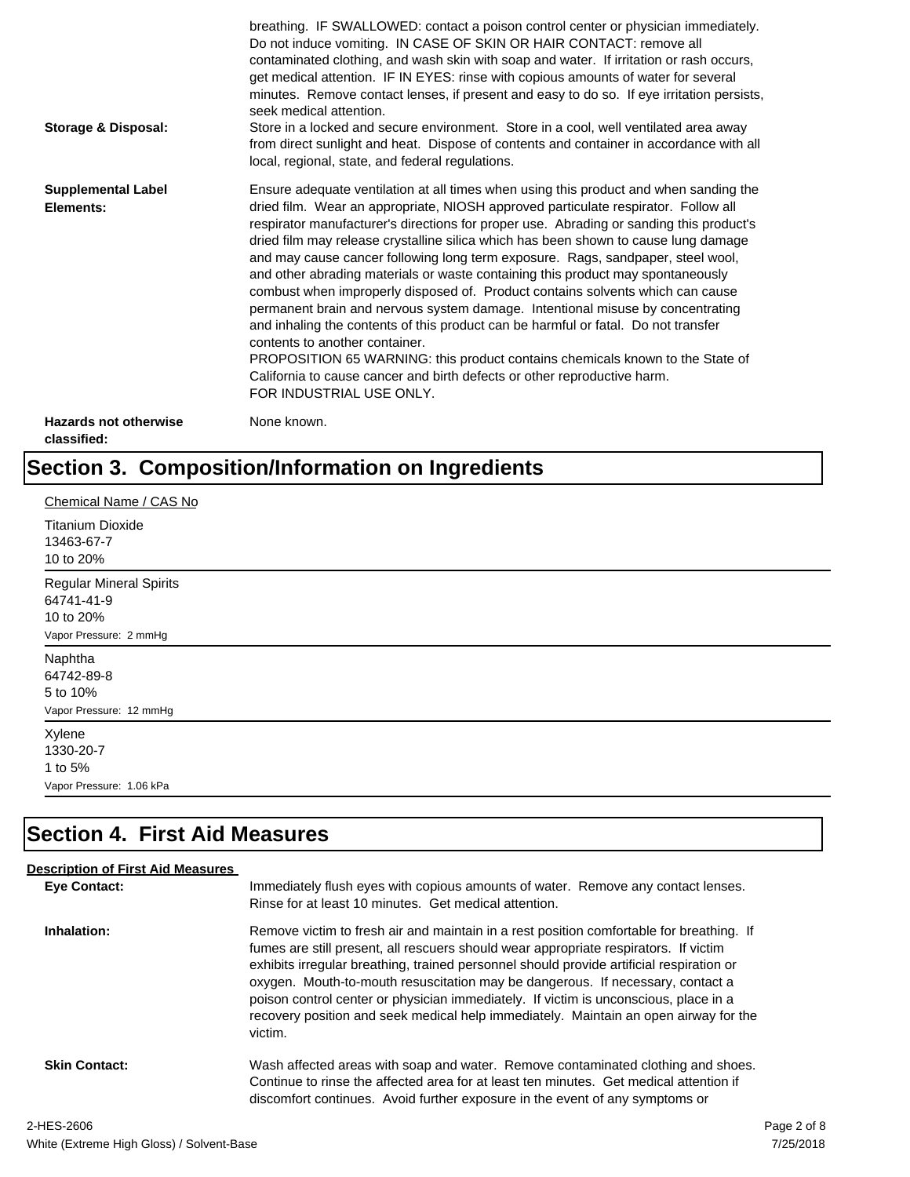breathing. IF SWALLOWED: contact a poison control center or physician immediately. Do not induce vomiting. IN CASE OF SKIN OR HAIR CONTACT: remove all contaminated clothing, and wash skin with soap and water. If irritation or rash occurs, get medical attention. IF IN EYES: rinse with copious amounts of water for several minutes. Remove contact lenses, if present and easy to do so. If eye irritation persists, seek medical attention.

**Storage & Disposal:** Store in a locked and secure environment. Store in a cool, well ventilated area away from direct sunlight and heat. Dispose of contents and container in accordance with all local, regional, state, and federal regulations.

**Supplemental Label Elements:** Ensure adequate ventilation at all times when using this product and when sanding the dried film. Wear an appropriate, NIOSH approved particulate respirator. Follow all respirator manufacturer's directions for proper use. Abrading or sanding this product's dried film may release crystalline silica which has been shown to cause lung damage and may cause cancer following long term exposure. Rags, sandpaper, steel wool, and other abrading materials or waste containing this product may spontaneously combust when improperly disposed of. Product contains solvents which can cause permanent brain and nervous system damage. Intentional misuse by concentrating and inhaling the contents of this product can be harmful or fatal. Do not transfer contents to another container.
PROPOSITION 65 WARNING: this product contains chemicals known to the State of California to cause cancer and birth defects or other reproductive harm.
FOR INDUSTRIAL USE ONLY.

**Hazards not otherwise classified:** None known.

## Section 3. Composition/Information on Ingredients

Chemical Name / CAS No

Titanium Dioxide
13463-67-7
10 to 20%

---

Regular Mineral Spirits
64741-41-9
10 to 20%
Vapor Pressure: 2 mmHg

---

Naphtha
64742-89-8
5 to 10%
Vapor Pressure: 12 mmHg

---

Xylene
1330-20-7
1 to 5%
Vapor Pressure: 1.06 kPa

---

## Section 4. First Aid Measures

**Description of First Aid Measures**

**Eye Contact:** Immediately flush eyes with copious amounts of water. Remove any contact lenses. Rinse for at least 10 minutes. Get medical attention.

**Inhalation:** Remove victim to fresh air and maintain in a rest position comfortable for breathing. If fumes are still present, all rescuers should wear appropriate respirators. If victim exhibits irregular breathing, trained personnel should provide artificial respiration or oxygen. Mouth-to-mouth resuscitation may be dangerous. If necessary, contact a poison control center or physician immediately. If victim is unconscious, place in a recovery position and seek medical help immediately. Maintain an open airway for the victim.

**Skin Contact:** Wash affected areas with soap and water. Remove contaminated clothing and shoes. Continue to rinse the affected area for at least ten minutes. Get medical attention if discomfort continues. Avoid further exposure in the event of any symptoms or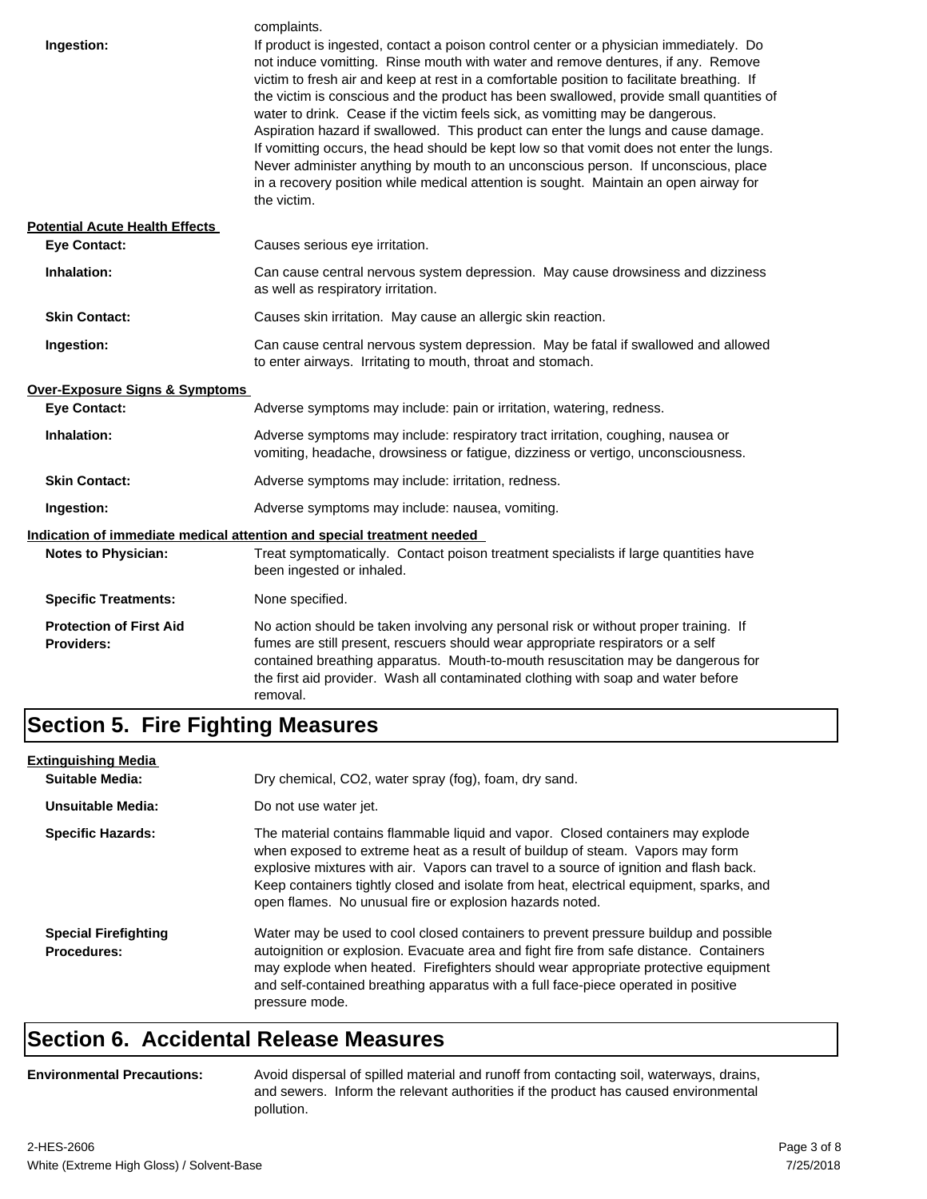complaints.

**Ingestion:** If product is ingested, contact a poison control center or a physician immediately. Do not induce vomitting. Rinse mouth with water and remove dentures, if any. Remove victim to fresh air and keep at rest in a comfortable position to facilitate breathing. If the victim is conscious and the product has been swallowed, provide small quantities of water to drink. Cease if the victim feels sick, as vomitting may be dangerous. Aspiration hazard if swallowed. This product can enter the lungs and cause damage. If vomitting occurs, the head should be kept low so that vomit does not enter the lungs. Never administer anything by mouth to an unconscious person. If unconscious, place in a recovery position while medical attention is sought. Maintain an open airway for the victim.

**Potential Acute Health Effects**

**Eye Contact:** Causes serious eye irritation.

**Inhalation:** Can cause central nervous system depression. May cause drowsiness and dizziness as well as respiratory irritation.

**Skin Contact:** Causes skin irritation. May cause an allergic skin reaction.

**Ingestion:** Can cause central nervous system depression. May be fatal if swallowed and allowed to enter airways. Irritating to mouth, throat and stomach.

**Over-Exposure Signs & Symptoms**

**Eye Contact:** Adverse symptoms may include: pain or irritation, watering, redness.

**Inhalation:** Adverse symptoms may include: respiratory tract irritation, coughing, nausea or vomiting, headache, drowsiness or fatigue, dizziness or vertigo, unconsciousness.

**Skin Contact:** Adverse symptoms may include: irritation, redness.

**Ingestion:** Adverse symptoms may include: nausea, vomiting.

**Indication of immediate medical attention and special treatment needed**

**Notes to Physician:** Treat symptomatically. Contact poison treatment specialists if large quantities have been ingested or inhaled.

**Specific Treatments:** None specified.

**Protection of First Aid Providers:** No action should be taken involving any personal risk or without proper training. If fumes are still present, rescuers should wear appropriate respirators or a self contained breathing apparatus. Mouth-to-mouth resuscitation may be dangerous for the first aid provider. Wash all contaminated clothing with soap and water before removal.

## Section 5. Fire Fighting Measures

**Extinguishing Media**

**Suitable Media:** Dry chemical, CO2, water spray (fog), foam, dry sand.

**Unsuitable Media:** Do not use water jet.

**Specific Hazards:** The material contains flammable liquid and vapor. Closed containers may explode when exposed to extreme heat as a result of buildup of steam. Vapors may form explosive mixtures with air. Vapors can travel to a source of ignition and flash back. Keep containers tightly closed and isolate from heat, electrical equipment, sparks, and open flames. No unusual fire or explosion hazards noted.

**Special Firefighting Procedures:** Water may be used to cool closed containers to prevent pressure buildup and possible autoignition or explosion. Evacuate area and fight fire from safe distance. Containers may explode when heated. Firefighters should wear appropriate protective equipment and self-contained breathing apparatus with a full face-piece operated in positive pressure mode.

## Section 6. Accidental Release Measures

**Environmental Precautions:** Avoid dispersal of spilled material and runoff from contacting soil, waterways, drains, and sewers. Inform the relevant authorities if the product has caused environmental pollution.

2-HES-2606
White (Extreme High Gloss) / Solvent-Base
7/25/2018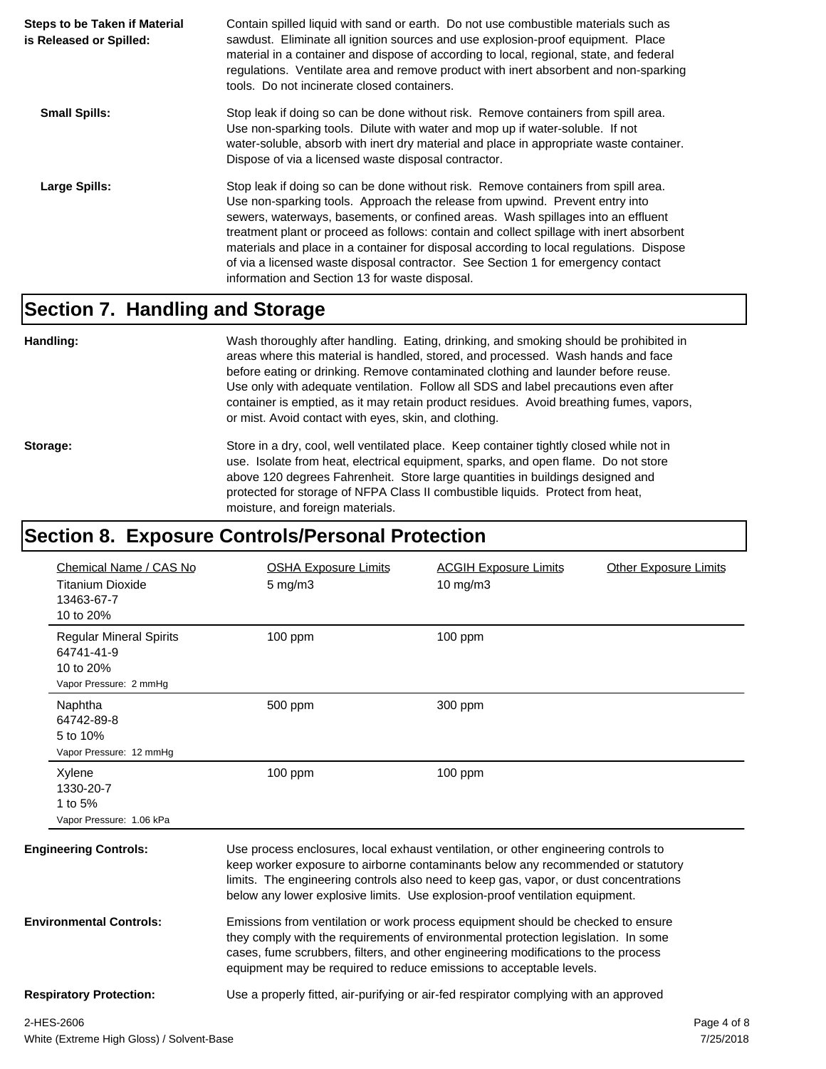**Steps to be Taken if Material is Released or Spilled:** Contain spilled liquid with sand or earth. Do not use combustible materials such as sawdust. Eliminate all ignition sources and use explosion-proof equipment. Place material in a container and dispose of according to local, regional, state, and federal regulations. Ventilate area and remove product with inert absorbent and non-sparking tools. Do not incinerate closed containers.

**Small Spills:** Stop leak if doing so can be done without risk. Remove containers from spill area. Use non-sparking tools. Dilute with water and mop up if water-soluble. If not water-soluble, absorb with inert dry material and place in appropriate waste container. Dispose of via a licensed waste disposal contractor.

**Large Spills:** Stop leak if doing so can be done without risk. Remove containers from spill area. Use non-sparking tools. Approach the release from upwind. Prevent entry into sewers, waterways, basements, or confined areas. Wash spillages into an effluent treatment plant or proceed as follows: contain and collect spillage with inert absorbent materials and place in a container for disposal according to local regulations. Dispose of via a licensed waste disposal contractor. See Section 1 for emergency contact information and Section 13 for waste disposal.

## Section 7. Handling and Storage

**Handling:** Wash thoroughly after handling. Eating, drinking, and smoking should be prohibited in areas where this material is handled, stored, and processed. Wash hands and face before eating or drinking. Remove contaminated clothing and launder before reuse. Use only with adequate ventilation. Follow all SDS and label precautions even after container is emptied, as it may retain product residues. Avoid breathing fumes, vapors, or mist. Avoid contact with eyes, skin, and clothing.

**Storage:** Store in a dry, cool, well ventilated place. Keep container tightly closed while not in use. Isolate from heat, electrical equipment, sparks, and open flame. Do not store above 120 degrees Fahrenheit. Store large quantities in buildings designed and protected for storage of NFPA Class II combustible liquids. Protect from heat, moisture, and foreign materials.

## Section 8. Exposure Controls/Personal Protection

| Chemical Name / CAS No | OSHA Exposure Limits | ACGIH Exposure Limits | Other Exposure Limits |
|---|---|---|---|
| Titanium Dioxide<br>13463-67-7<br>10 to 20% | 5 mg/m3 | 10 mg/m3 | |
| Regular Mineral Spirits<br>64741-41-9<br>10 to 20%<br>Vapor Pressure: 2 mmHg | 100 ppm | 100 ppm | |
| Naphtha<br>64742-89-8<br>5 to 10%<br>Vapor Pressure: 12 mmHg | 500 ppm | 300 ppm | |
| Xylene<br>1330-20-7<br>1 to 5%<br>Vapor Pressure: 1.06 kPa | 100 ppm | 100 ppm | |

**Engineering Controls:** Use process enclosures, local exhaust ventilation, or other engineering controls to keep worker exposure to airborne contaminants below any recommended or statutory limits. The engineering controls also need to keep gas, vapor, or dust concentrations below any lower explosive limits. Use explosion-proof ventilation equipment.

**Environmental Controls:** Emissions from ventilation or work process equipment should be checked to ensure they comply with the requirements of environmental protection legislation. In some cases, fume scrubbers, filters, and other engineering modifications to the process equipment may be required to reduce emissions to acceptable levels.

**Respiratory Protection:** Use a properly fitted, air-purifying or air-fed respirator complying with an approved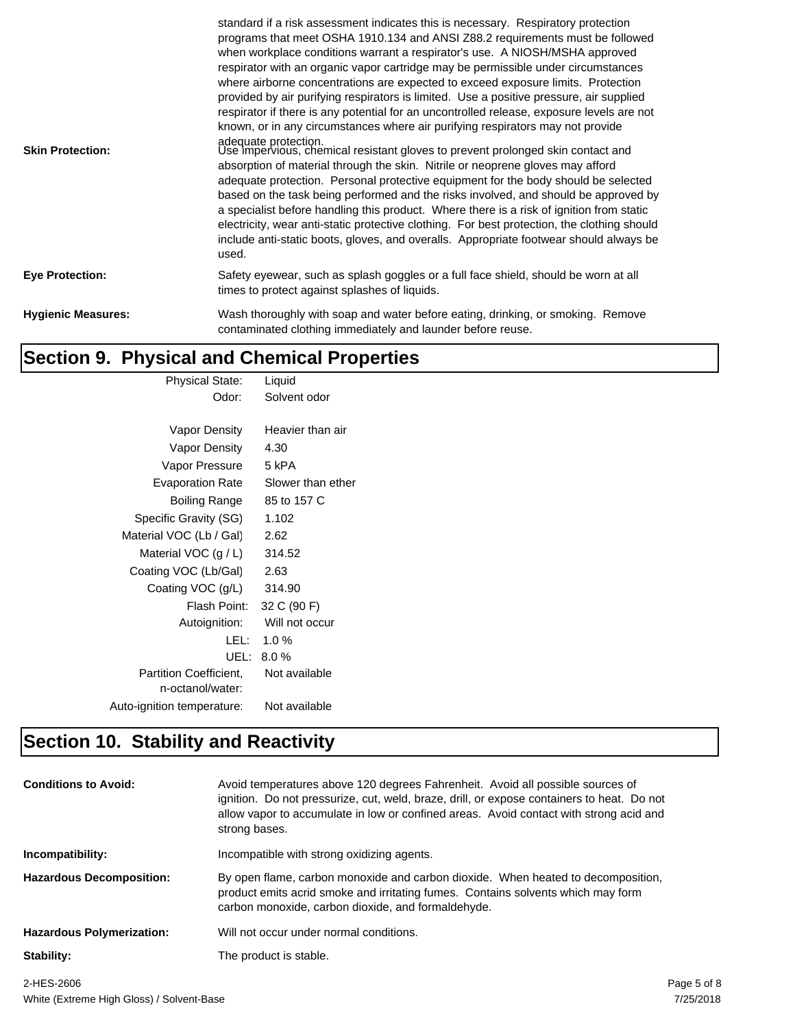standard if a risk assessment indicates this is necessary. Respiratory protection programs that meet OSHA 1910.134 and ANSI Z88.2 requirements must be followed when workplace conditions warrant a respirator's use. A NIOSH/MSHA approved respirator with an organic vapor cartridge may be permissible under circumstances where airborne concentrations are expected to exceed exposure limits. Protection provided by air purifying respirators is limited. Use a positive pressure, air supplied respirator if there is any potential for an uncontrolled release, exposure levels are not known, or in any circumstances where air purifying respirators may not provide adequate protection.

**Skin Protection:** Use impervious, chemical resistant gloves to prevent prolonged skin contact and absorption of material through the skin. Nitrile or neoprene gloves may afford adequate protection. Personal protective equipment for the body should be selected based on the task being performed and the risks involved, and should be approved by a specialist before handling this product. Where there is a risk of ignition from static electricity, wear anti-static protective clothing. For best protection, the clothing should include anti-static boots, gloves, and overalls. Appropriate footwear should always be used.

**Eye Protection:** Safety eyewear, such as splash goggles or a full face shield, should be worn at all times to protect against splashes of liquids.

**Hygienic Measures:** Wash thoroughly with soap and water before eating, drinking, or smoking. Remove contaminated clothing immediately and launder before reuse.

# Section 9. Physical and Chemical Properties

| | |
|---|---|
| Physical State: | Liquid |
| Odor: | Solvent odor |
| Vapor Density | Heavier than air |
| Vapor Density | 4.30 |
| Vapor Pressure | 5 kPA |
| Evaporation Rate | Slower than ether |
| Boiling Range | 85 to 157 C |
| Specific Gravity (SG) | 1.102 |
| Material VOC (Lb / Gal) | 2.62 |
| Material VOC (g / L) | 314.52 |
| Coating VOC (Lb/Gal) | 2.63 |
| Coating VOC (g/L) | 314.90 |
| Flash Point: | 32 C (90 F) |
| Autoignition: | Will not occur |
| LEL: | 1.0 % |
| UEL: | 8.0 % |
| Partition Coefficient, n-octanol/water: | Not available |
| Auto-ignition temperature: | Not available |

# Section 10. Stability and Reactivity

**Conditions to Avoid:** Avoid temperatures above 120 degrees Fahrenheit. Avoid all possible sources of ignition. Do not pressurize, cut, weld, braze, drill, or expose containers to heat. Do not allow vapor to accumulate in low or confined areas. Avoid contact with strong acid and strong bases.

**Incompatibility:** Incompatible with strong oxidizing agents.

**Hazardous Decomposition:** By open flame, carbon monoxide and carbon dioxide. When heated to decomposition, product emits acrid smoke and irritating fumes. Contains solvents which may form carbon monoxide, carbon dioxide, and formaldehyde.

**Hazardous Polymerization:** Will not occur under normal conditions.

**Stability:** The product is stable.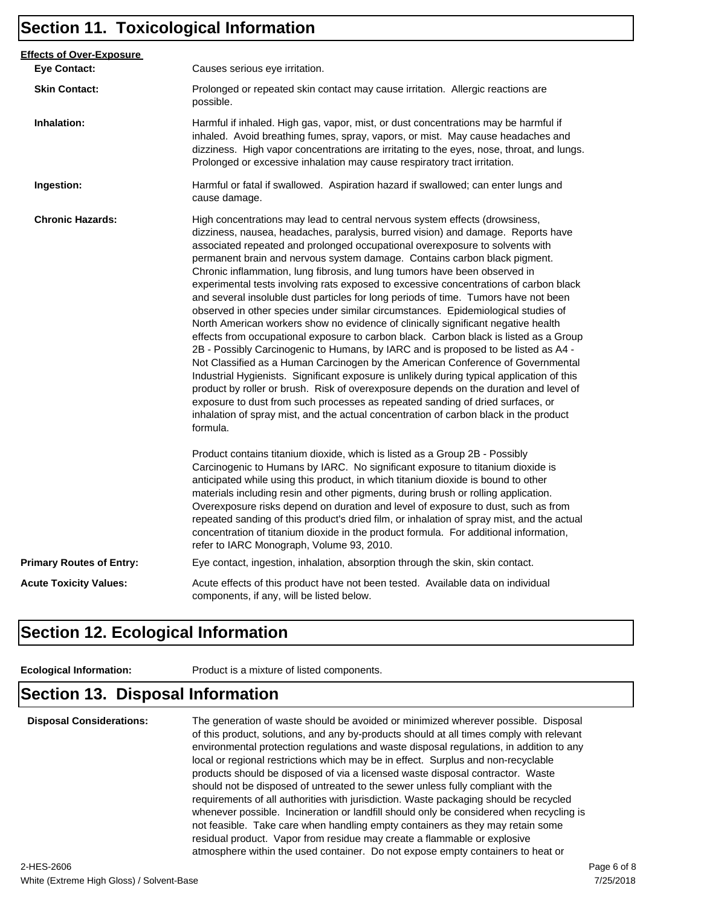## Section 11. Toxicological Information

**Effects of Over-Exposure**

**Eye Contact:** Causes serious eye irritation.

**Skin Contact:** Prolonged or repeated skin contact may cause irritation. Allergic reactions are possible.

**Inhalation:** Harmful if inhaled. High gas, vapor, mist, or dust concentrations may be harmful if inhaled. Avoid breathing fumes, spray, vapors, or mist. May cause headaches and dizziness. High vapor concentrations are irritating to the eyes, nose, throat, and lungs. Prolonged or excessive inhalation may cause respiratory tract irritation.

**Ingestion:** Harmful or fatal if swallowed. Aspiration hazard if swallowed; can enter lungs and cause damage.

**Chronic Hazards:** High concentrations may lead to central nervous system effects (drowsiness, dizziness, nausea, headaches, paralysis, burred vision) and damage. Reports have associated repeated and prolonged occupational overexposure to solvents with permanent brain and nervous system damage. Contains carbon black pigment. Chronic inflammation, lung fibrosis, and lung tumors have been observed in experimental tests involving rats exposed to excessive concentrations of carbon black and several insoluble dust particles for long periods of time. Tumors have not been observed in other species under similar circumstances. Epidemiological studies of North American workers show no evidence of clinically significant negative health effects from occupational exposure to carbon black. Carbon black is listed as a Group 2B - Possibly Carcinogenic to Humans, by IARC and is proposed to be listed as A4 - Not Classified as a Human Carcinogen by the American Conference of Governmental Industrial Hygienists. Significant exposure is unlikely during typical application of this product by roller or brush. Risk of overexposure depends on the duration and level of exposure to dust from such processes as repeated sanding of dried surfaces, or inhalation of spray mist, and the actual concentration of carbon black in the product formula.

Product contains titanium dioxide, which is listed as a Group 2B - Possibly Carcinogenic to Humans by IARC. No significant exposure to titanium dioxide is anticipated while using this product, in which titanium dioxide is bound to other materials including resin and other pigments, during brush or rolling application. Overexposure risks depend on duration and level of exposure to dust, such as from repeated sanding of this product's dried film, or inhalation of spray mist, and the actual concentration of titanium dioxide in the product formula. For additional information, refer to IARC Monograph, Volume 93, 2010.

**Primary Routes of Entry:** Eye contact, ingestion, inhalation, absorption through the skin, skin contact.

**Acute Toxicity Values:** Acute effects of this product have not been tested. Available data on individual components, if any, will be listed below.

## Section 12. Ecological Information

**Ecological Information:** Product is a mixture of listed components.

## Section 13. Disposal Information

**Disposal Considerations:** The generation of waste should be avoided or minimized wherever possible. Disposal of this product, solutions, and any by-products should at all times comply with relevant environmental protection regulations and waste disposal regulations, in addition to any local or regional restrictions which may be in effect. Surplus and non-recyclable products should be disposed of via a licensed waste disposal contractor. Waste should not be disposed of untreated to the sewer unless fully compliant with the requirements of all authorities with jurisdiction. Waste packaging should be recycled whenever possible. Incineration or landfill should only be considered when recycling is not feasible. Take care when handling empty containers as they may retain some residual product. Vapor from residue may create a flammable or explosive atmosphere within the used container. Do not expose empty containers to heat or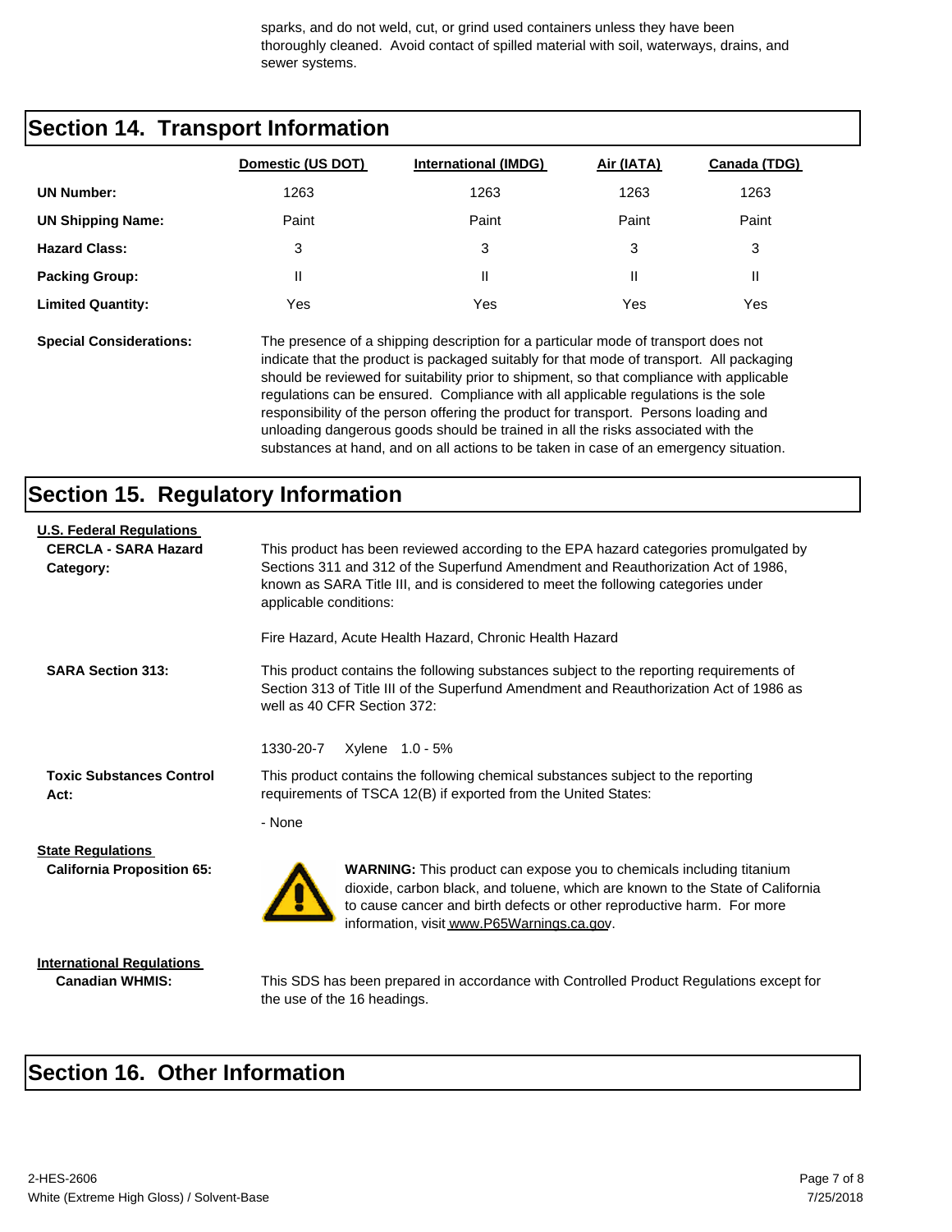sparks, and do not weld, cut, or grind used containers unless they have been thoroughly cleaned. Avoid contact of spilled material with soil, waterways, drains, and sewer systems.

## Section 14. Transport Information

| | Domestic (US DOT) | International (IMDG) | Air (IATA) | Canada (TDG) |
|---|---|---|---|---|
| **UN Number:** | 1263 | 1263 | 1263 | 1263 |
| **UN Shipping Name:** | Paint | Paint | Paint | Paint |
| **Hazard Class:** | 3 | 3 | 3 | 3 |
| **Packing Group:** | II | II | II | II |
| **Limited Quantity:** | Yes | Yes | Yes | Yes |

**Special Considerations:** The presence of a shipping description for a particular mode of transport does not indicate that the product is packaged suitably for that mode of transport. All packaging should be reviewed for suitability prior to shipment, so that compliance with applicable regulations can be ensured. Compliance with all applicable regulations is the sole responsibility of the person offering the product for transport. Persons loading and unloading dangerous goods should be trained in all the risks associated with the substances at hand, and on all actions to be taken in case of an emergency situation.

## Section 15. Regulatory Information

**U.S. Federal Regulations**

**CERCLA - SARA Hazard Category:** This product has been reviewed according to the EPA hazard categories promulgated by Sections 311 and 312 of the Superfund Amendment and Reauthorization Act of 1986, known as SARA Title III, and is considered to meet the following categories under applicable conditions:

Fire Hazard, Acute Health Hazard, Chronic Health Hazard

**SARA Section 313:** This product contains the following substances subject to the reporting requirements of Section 313 of Title III of the Superfund Amendment and Reauthorization Act of 1986 as well as 40 CFR Section 372:

1330-20-7 Xylene 1.0 - 5%

**Toxic Substances Control Act:** This product contains the following chemical substances subject to the reporting requirements of TSCA 12(B) if exported from the United States:

- None

**State Regulations**

**California Proposition 65:** **WARNING:** This product can expose you to chemicals including titanium dioxide, carbon black, and toluene, which are known to the State of California to cause cancer and birth defects or other reproductive harm. For more information, visit www.P65Warnings.ca.gov.

**International Regulations**

**Canadian WHMIS:** This SDS has been prepared in accordance with Controlled Product Regulations except for the use of the 16 headings.

## Section 16. Other Information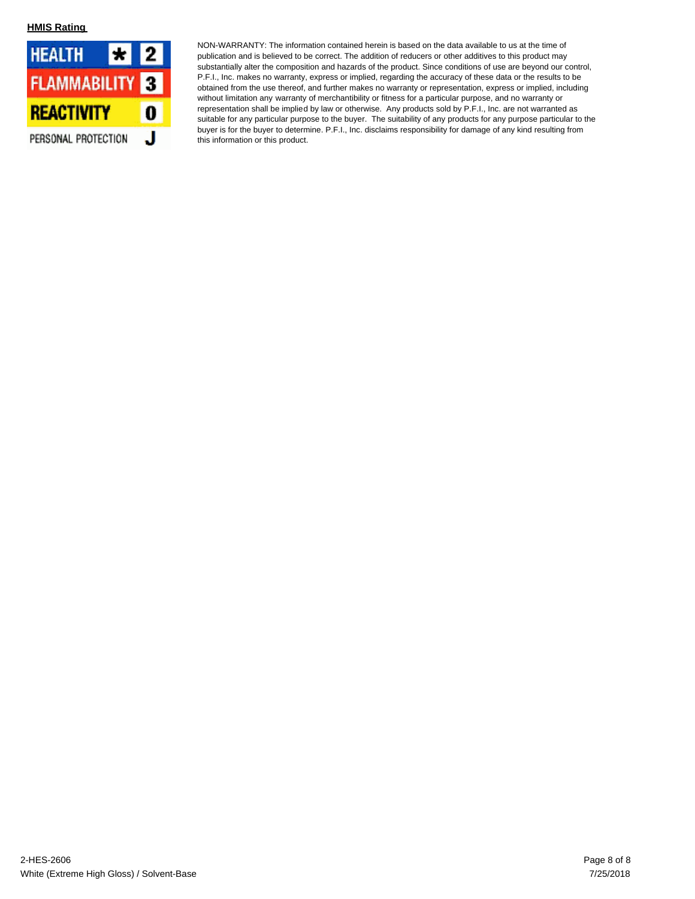**HMIS Rating**

| | | |
|---|---|---|
| HEALTH | * | 2 |
| FLAMMABILITY | | 3 |
| REACTIVITY | | 0 |
| PERSONAL PROTECTION | | J |

NON-WARRANTY: The information contained herein is based on the data available to us at the time of publication and is believed to be correct. The addition of reducers or other additives to this product may substantially alter the composition and hazards of the product. Since conditions of use are beyond our control, P.F.I., Inc. makes no warranty, express or implied, regarding the accuracy of these data or the results to be obtained from the use thereof, and further makes no warranty or representation, express or implied, including without limitation any warranty of merchantibility or fitness for a particular purpose, and no warranty or representation shall be implied by law or otherwise. Any products sold by P.F.I., Inc. are not warranted as suitable for any particular purpose to the buyer. The suitability of any products for any purpose particular to the buyer is for the buyer to determine. P.F.I., Inc. disclaims responsibility for damage of any kind resulting from this information or this product.